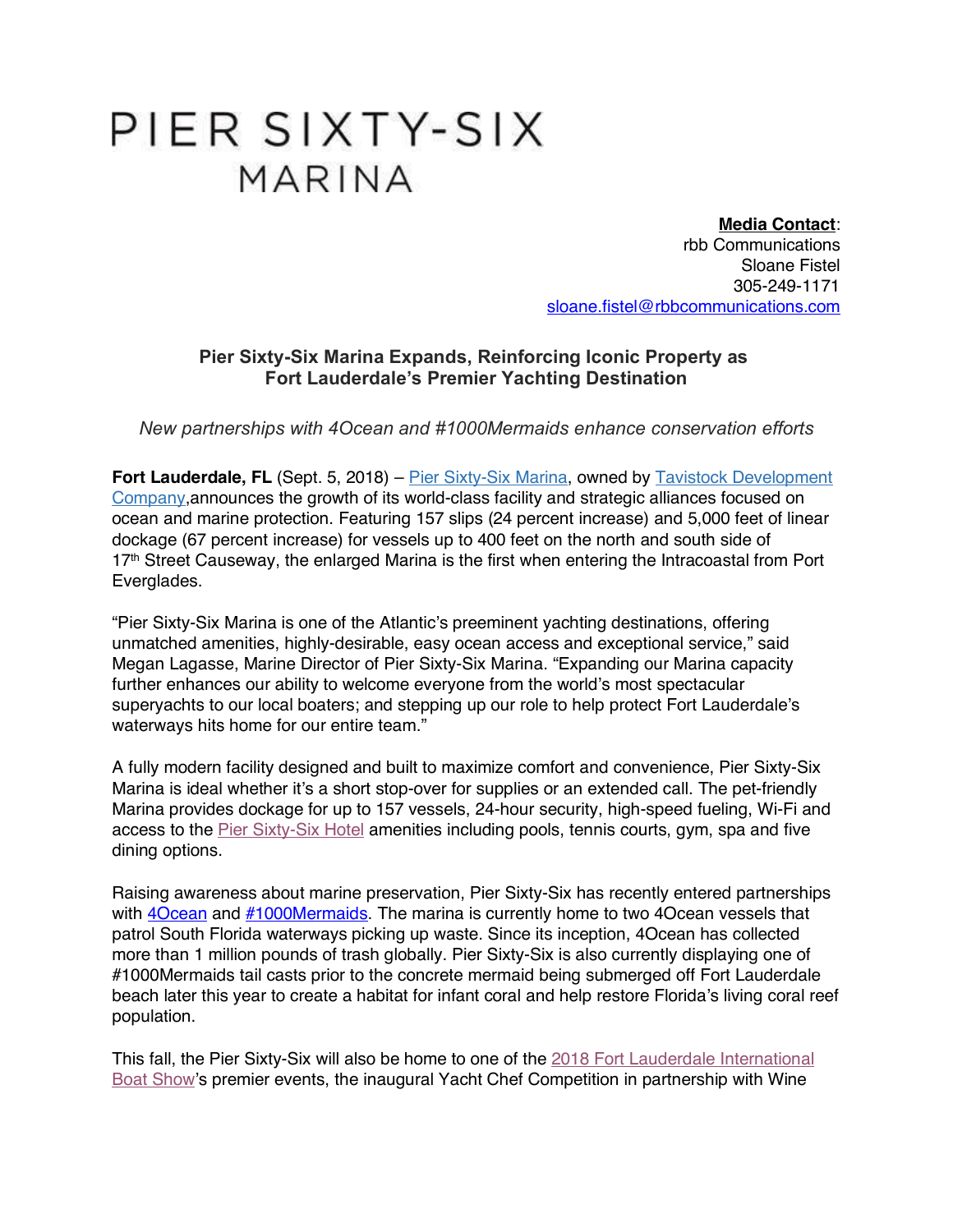# PIER SIXTY-SIX MARINA

**Media Contact**:
rbb Communications
Sloane Fistel
305-249-1171
sloane.fistel@rbbcommunications.com

## Pier Sixty-Six Marina Expands, Reinforcing Iconic Property as Fort Lauderdale's Premier Yachting Destination

*New partnerships with 4Ocean and #1000Mermaids enhance conservation efforts*

**Fort Lauderdale, FL** (Sept. 5, 2018) – Pier Sixty-Six Marina, owned by Tavistock Development Company,announces the growth of its world-class facility and strategic alliances focused on ocean and marine protection. Featuring 157 slips (24 percent increase) and 5,000 feet of linear dockage (67 percent increase) for vessels up to 400 feet on the north and south side of 17th Street Causeway, the enlarged Marina is the first when entering the Intracoastal from Port Everglades.

"Pier Sixty-Six Marina is one of the Atlantic's preeminent yachting destinations, offering unmatched amenities, highly-desirable, easy ocean access and exceptional service," said Megan Lagasse, Marine Director of Pier Sixty-Six Marina. "Expanding our Marina capacity further enhances our ability to welcome everyone from the world's most spectacular superyachts to our local boaters; and stepping up our role to help protect Fort Lauderdale's waterways hits home for our entire team."

A fully modern facility designed and built to maximize comfort and convenience, Pier Sixty-Six Marina is ideal whether it's a short stop-over for supplies or an extended call. The pet-friendly Marina provides dockage for up to 157 vessels, 24-hour security, high-speed fueling, Wi-Fi and access to the Pier Sixty-Six Hotel amenities including pools, tennis courts, gym, spa and five dining options.

Raising awareness about marine preservation, Pier Sixty-Six has recently entered partnerships with 4Ocean and #1000Mermaids. The marina is currently home to two 4Ocean vessels that patrol South Florida waterways picking up waste. Since its inception, 4Ocean has collected more than 1 million pounds of trash globally. Pier Sixty-Six is also currently displaying one of #1000Mermaids tail casts prior to the concrete mermaid being submerged off Fort Lauderdale beach later this year to create a habitat for infant coral and help restore Florida's living coral reef population.

This fall, the Pier Sixty-Six will also be home to one of the 2018 Fort Lauderdale International Boat Show's premier events, the inaugural Yacht Chef Competition in partnership with Wine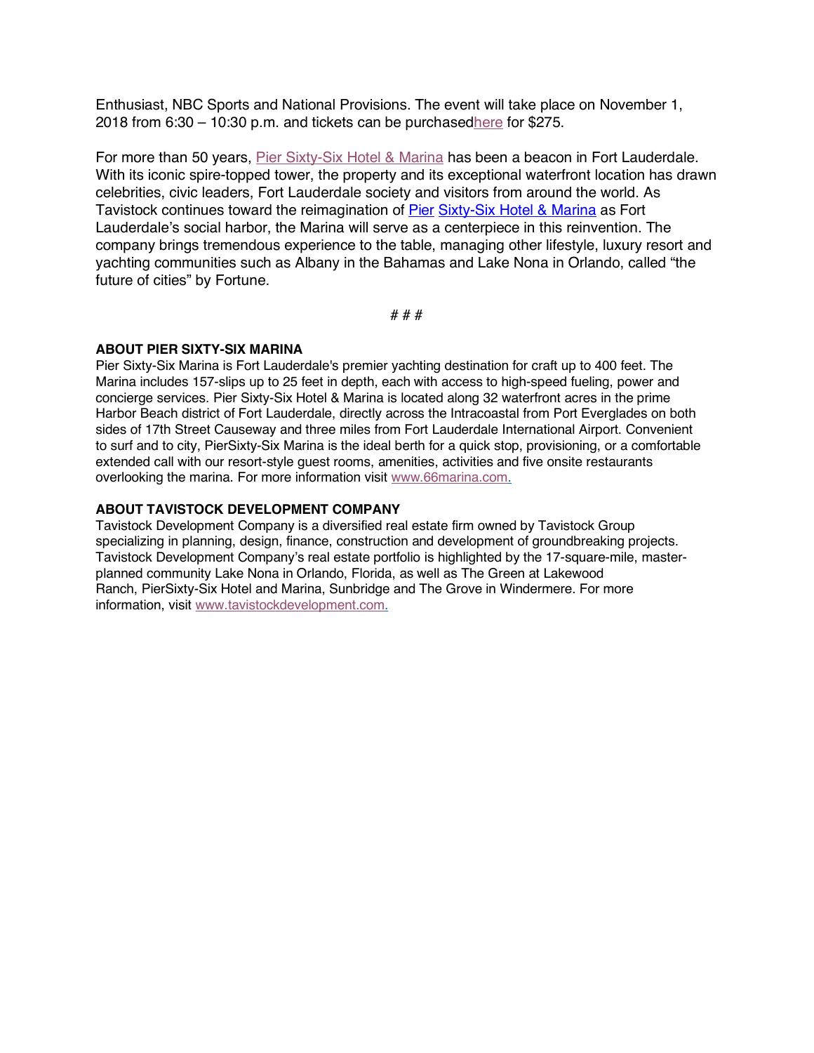Enthusiast, NBC Sports and National Provisions. The event will take place on November 1, 2018 from 6:30 – 10:30 p.m. and tickets can be purchasedhere for $275.

For more than 50 years, Pier Sixty-Six Hotel & Marina has been a beacon in Fort Lauderdale. With its iconic spire-topped tower, the property and its exceptional waterfront location has drawn celebrities, civic leaders, Fort Lauderdale society and visitors from around the world. As Tavistock continues toward the reimagination of Pier Sixty-Six Hotel & Marina as Fort Lauderdale's social harbor, the Marina will serve as a centerpiece in this reinvention. The company brings tremendous experience to the table, managing other lifestyle, luxury resort and yachting communities such as Albany in the Bahamas and Lake Nona in Orlando, called "the future of cities" by Fortune.

# # #

**ABOUT PIER SIXTY-SIX MARINA**
Pier Sixty-Six Marina is Fort Lauderdale's premier yachting destination for craft up to 400 feet. The Marina includes 157-slips up to 25 feet in depth, each with access to high-speed fueling, power and concierge services. Pier Sixty-Six Hotel & Marina is located along 32 waterfront acres in the prime Harbor Beach district of Fort Lauderdale, directly across the Intracoastal from Port Everglades on both sides of 17th Street Causeway and three miles from Fort Lauderdale International Airport. Convenient to surf and to city, PierSixty-Six Marina is the ideal berth for a quick stop, provisioning, or a comfortable extended call with our resort-style guest rooms, amenities, activities and five onsite restaurants overlooking the marina. For more information visit www.66marina.com.

**ABOUT TAVISTOCK DEVELOPMENT COMPANY**
Tavistock Development Company is a diversified real estate firm owned by Tavistock Group specializing in planning, design, finance, construction and development of groundbreaking projects. Tavistock Development Company's real estate portfolio is highlighted by the 17-square-mile, master-planned community Lake Nona in Orlando, Florida, as well as The Green at Lakewood Ranch, PierSixty-Six Hotel and Marina, Sunbridge and The Grove in Windermere. For more information, visit www.tavistockdevelopment.com.